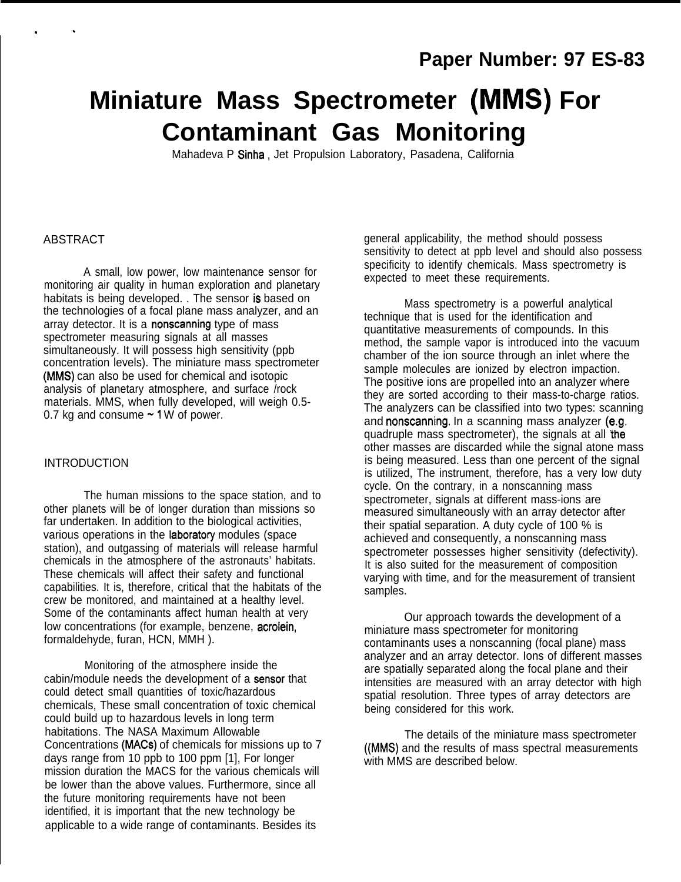Paper Number: 97 ES-83

# Miniature Mass Spectrometer (MMS) For Contaminant Gas Monitoring

Mahadeva P Sinha , Jet Propulsion Laboratory, Pasadena, California

## ABSTRACT

A small, low power, low maintenance sensor for monitoring air quality in human exploration and planetary habitats is being developed. . The sensor is based on the technologies of a focal plane mass analyzer, and an array detector. It is a nonscanning type of mass spectrometer measuring signals at all masses simultaneously. It will possess high sensitivity (ppb concentration levels). The miniature mass spectrometer (MMS) can also be used for chemical and isotopic analysis of planetary atmosphere, and surface /rock materials. MMS, when fully developed, will weigh 0.5-0.7 kg and consume ~ 1 W of power.

## INTRODUCTION

The human missions to the space station, and to other planets will be of longer duration than missions so far undertaken. In addition to the biological activities, various operations in the laboratory modules (space station), and outgassing of materials will release harmful chemicals in the atmosphere of the astronauts' habitats. These chemicals will affect their safety and functional capabilities. It is, therefore, critical that the habitats of the crew be monitored, and maintained at a healthy level. Some of the contaminants affect human health at very low concentrations (for example, benzene, acrolein, formaldehyde, furan, HCN, MMH ).

Monitoring of the atmosphere inside the cabin/module needs the development of a sensor that could detect small quantities of toxic/hazardous chemicals, These small concentration of toxic chemical could build up to hazardous levels in long term habitations. The NASA Maximum Allowable Concentrations (MACs) of chemicals for missions up to 7 days range from 10 ppb to 100 ppm [1], For longer mission duration the MACS for the various chemicals will be lower than the above values. Furthermore, since all the future monitoring requirements have not been identified, it is important that the new technology be applicable to a wide range of contaminants. Besides its general applicability, the method should possess sensitivity to detect at ppb level and should also possess specificity to identify chemicals. Mass spectrometry is expected to meet these requirements.

Mass spectrometry is a powerful analytical technique that is used for the identification and quantitative measurements of compounds. In this method, the sample vapor is introduced into the vacuum chamber of the ion source through an inlet where the sample molecules are ionized by electron impaction. The positive ions are propelled into an analyzer where they are sorted according to their mass-to-charge ratios. The analyzers can be classified into two types: scanning and nonscanning. In a scanning mass analyzer (e.g. quadruple mass spectrometer), the signals at all the other masses are discarded while the signal atone mass is being measured. Less than one percent of the signal is utilized, The instrument, therefore, has a very low duty cycle. On the contrary, in a nonscanning mass spectrometer, signals at different mass-ions are measured simultaneously with an array detector after their spatial separation. A duty cycle of 100 % is achieved and consequently, a nonscanning mass spectrometer possesses higher sensitivity (defectivity). It is also suited for the measurement of composition varying with time, and for the measurement of transient samples.

Our approach towards the development of a miniature mass spectrometer for monitoring contaminants uses a nonscanning (focal plane) mass analyzer and an array detector. Ions of different masses are spatially separated along the focal plane and their intensities are measured with an array detector with high spatial resolution. Three types of array detectors are being considered for this work.

The details of the miniature mass spectrometer ((MMS) and the results of mass spectral measurements with MMS are described below.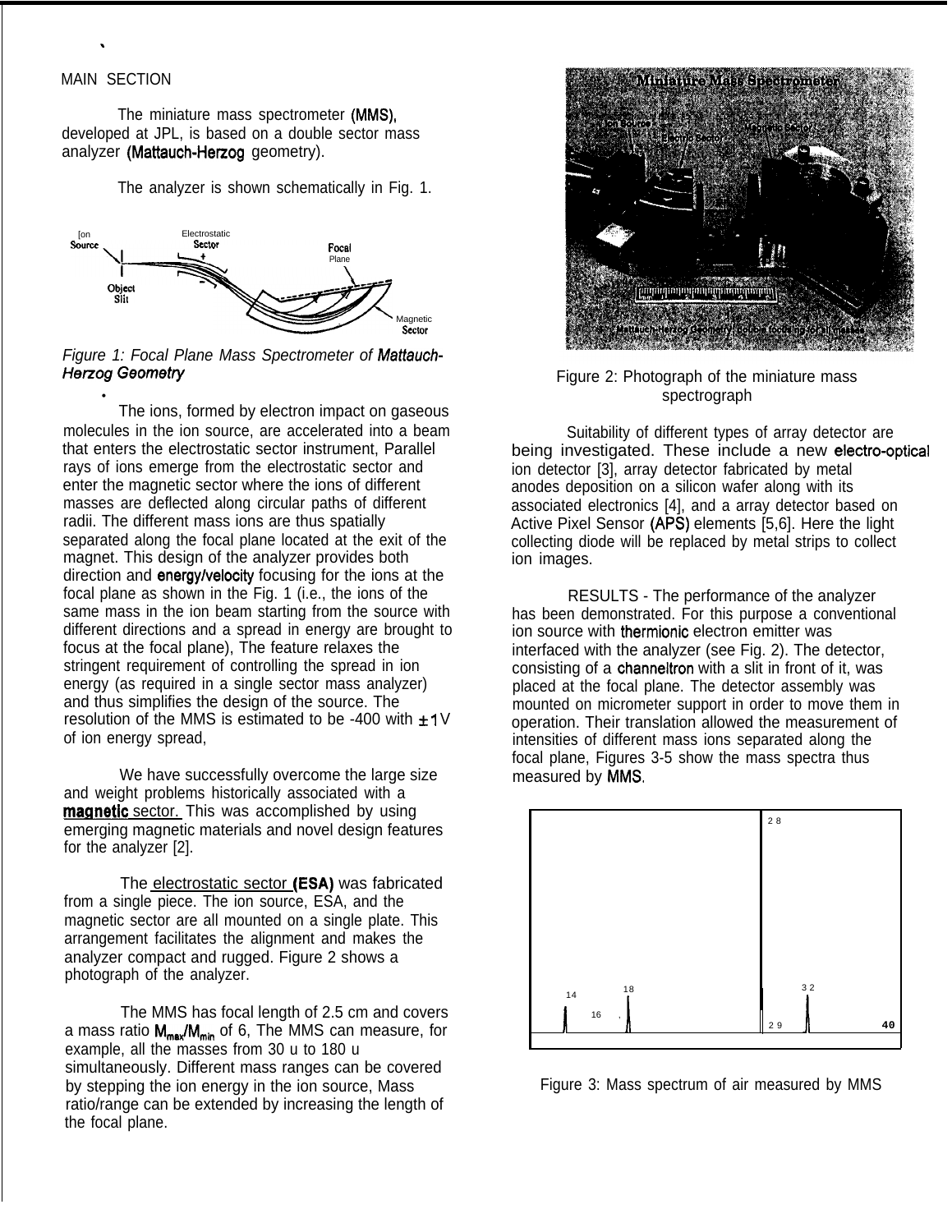MAIN SECTION

The miniature mass spectrometer (MMS), developed at JPL, is based on a double sector mass analyzer (Mattauch-Herzog geometry).

The analyzer is shown schematically in Fig. 1.

*Figure 1: Focal Plane Mass Spectrometer of Mattauch-Herzog Geometry*

The ions, formed by electron impact on gaseous molecules in the ion source, are accelerated into a beam that enters the electrostatic sector instrument, Parallel rays of ions emerge from the electrostatic sector and enter the magnetic sector where the ions of different masses are deflected along circular paths of different radii. The different mass ions are thus spatially separated along the focal plane located at the exit of the magnet. This design of the analyzer provides both direction and energy/velocity focusing for the ions at the focal plane as shown in the Fig. 1 (i.e., the ions of the same mass in the ion beam starting from the source with different directions and a spread in energy are brought to focus at the focal plane), The feature relaxes the stringent requirement of controlling the spread in ion energy (as required in a single sector mass analyzer) and thus simplifies the design of the source. The resolution of the MMS is estimated to be -400 with $\pm 1$ V of ion energy spread,

We have successfully overcome the large size and weight problems historically associated with a magnetic sector. This was accomplished by using emerging magnetic materials and novel design features for the analyzer [2].

The electrostatic sector (ESA) was fabricated from a single piece. The ion source, ESA, and the magnetic sector are all mounted on a single plate. This arrangement facilitates the alignment and makes the analyzer compact and rugged. Figure 2 shows a photograph of the analyzer.

The MMS has focal length of 2.5 cm and covers a mass ratio $M_{max}/M_{min}$ of 6, The MMS can measure, for example, all the masses from 30 u to 180 u simultaneously. Different mass ranges can be covered by stepping the ion energy in the ion source, Mass ratio/range can be extended by increasing the length of the focal plane.

Figure 2: Photograph of the miniature mass spectrograph

Suitability of different types of array detector are being investigated. These include a new electro-optical ion detector [3], array detector fabricated by metal anodes deposition on a silicon wafer along with its associated electronics [4], and a array detector based on Active Pixel Sensor (APS) elements [5,6]. Here the light collecting diode will be replaced by metal strips to collect ion images.

RESULTS - The performance of the analyzer has been demonstrated. For this purpose a conventional ion source with thermionic electron emitter was interfaced with the analyzer (see Fig. 2). The detector, consisting of a channeltron with a slit in front of it, was placed at the focal plane. The detector assembly was mounted on micrometer support in order to move them in operation. Their translation allowed the measurement of intensities of different mass ions separated along the focal plane, Figures 3-5 show the mass spectra thus measured by MMS.

Figure 3: Mass spectrum of air measured by MMS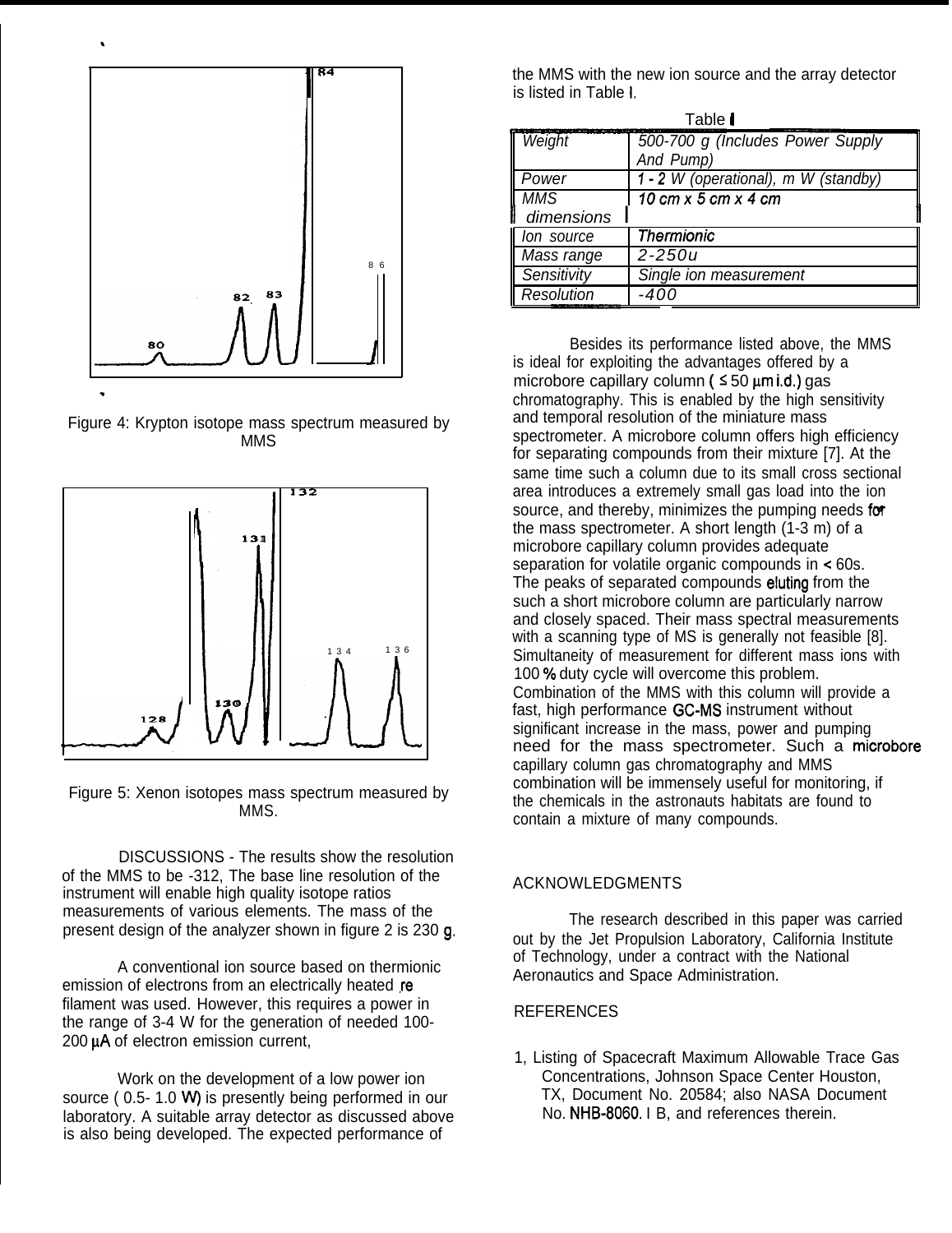Figure 4: Krypton isotope mass spectrum measured by MMS

Figure 5: Xenon isotopes mass spectrum measured by MMS.

DISCUSSIONS - The results show the resolution of the MMS to be -312, The base line resolution of the instrument will enable high quality isotope ratios measurements of various elements. The mass of the present design of the analyzer shown in figure 2 is 230 g.

A conventional ion source based on thermionic emission of electrons from an electrically heated re filament was used. However, this requires a power in the range of 3-4 W for the generation of needed 100-200 μA of electron emission current,

Work on the development of a low power ion source ( 0.5- 1.0 W) is presently being performed in our laboratory. A suitable array detector as discussed above is also being developed. The expected performance of the MMS with the new ion source and the array detector is listed in Table I.

Table I

| | |
|---|---|
| Weight | 500-700 g (Includes Power Supply And Pump) |
| Power | 1 - 2 W (operational), m W (standby) |
| MMS dimensions | 10 cm x 5 cm x 4 cm |
| Ion source | Thermionic |
| Mass range | 2-250u |
| Sensitivity | Single ion measurement |
| Resolution | -400 |

Besides its performance listed above, the MMS is ideal for exploiting the advantages offered by a microbore capillary column ( ≤ 50 μm i.d.) gas chromatography. This is enabled by the high sensitivity and temporal resolution of the miniature mass spectrometer. A microbore column offers high efficiency for separating compounds from their mixture [7]. At the same time such a column due to its small cross sectional area introduces a extremely small gas load into the ion source, and thereby, minimizes the pumping needs for the mass spectrometer. A short length (1-3 m) of a microbore capillary column provides adequate separation for volatile organic compounds in < 60s. The peaks of separated compounds eluting from the such a short microbore column are particularly narrow and closely spaced. Their mass spectral measurements with a scanning type of MS is generally not feasible [8]. Simultaneity of measurement for different mass ions with 100 % duty cycle will overcome this problem. Combination of the MMS with this column will provide a fast, high performance GC-MS instrument without significant increase in the mass, power and pumping need for the mass spectrometer. Such a microbore capillary column gas chromatography and MMS combination will be immensely useful for monitoring, if the chemicals in the astronauts habitats are found to contain a mixture of many compounds.

## ACKNOWLEDGMENTS

The research described in this paper was carried out by the Jet Propulsion Laboratory, California Institute of Technology, under a contract with the National Aeronautics and Space Administration.

## REFERENCES

1, Listing of Spacecraft Maximum Allowable Trace Gas Concentrations, Johnson Space Center Houston, TX, Document No. 20584; also NASA Document No. NHB-8060. I B, and references therein.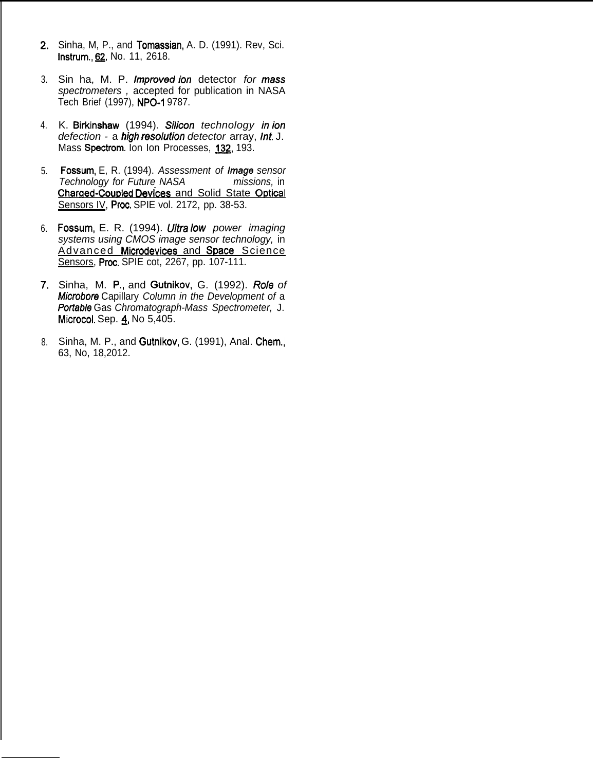2. Sinha, M, P., and Tomassian, A. D. (1991). Rev, Sci. Instrum., **62**, No. 11, 2618.

3. Sin ha, M. P. *Improved ion* detector *for mass spectrometers* , accepted for publication in NASA Tech Brief (1997), NPO-1 9787.

4. K. Birkinshaw (1994). *Silicon technology in ion defection* - a *high resolution detector* array, *Int*. J. Mass Spectrom. Ion Ion Processes, **132**, 193.

5. Fossum, E, R. (1994). *Assessment of Image sensor Technology for Future NASA missions,* in Charged-Coupled Devices and Solid State Optical Sensors IV, Proc. SPIE vol. 2172, pp. 38-53.

6. Fossum, E. R. (1994). *Ultra low power imaging systems using CMOS image sensor technology,* in Advanced Microdevices and Space Science Sensors, Proc. SPIE cot, 2267, pp. 107-111.

7. Sinha, M. P., and Gutnikov, G. (1992). *Role of Microbore* Capillary *Column in the Development of* a *Portable* Gas *Chromatograph-Mass Spectrometer,* J. Microcol. Sep. **4**, No 5,405.

8. Sinha, M. P., and Gutnikov, G. (1991), Anal. Chem., 63, No, 18,2012.